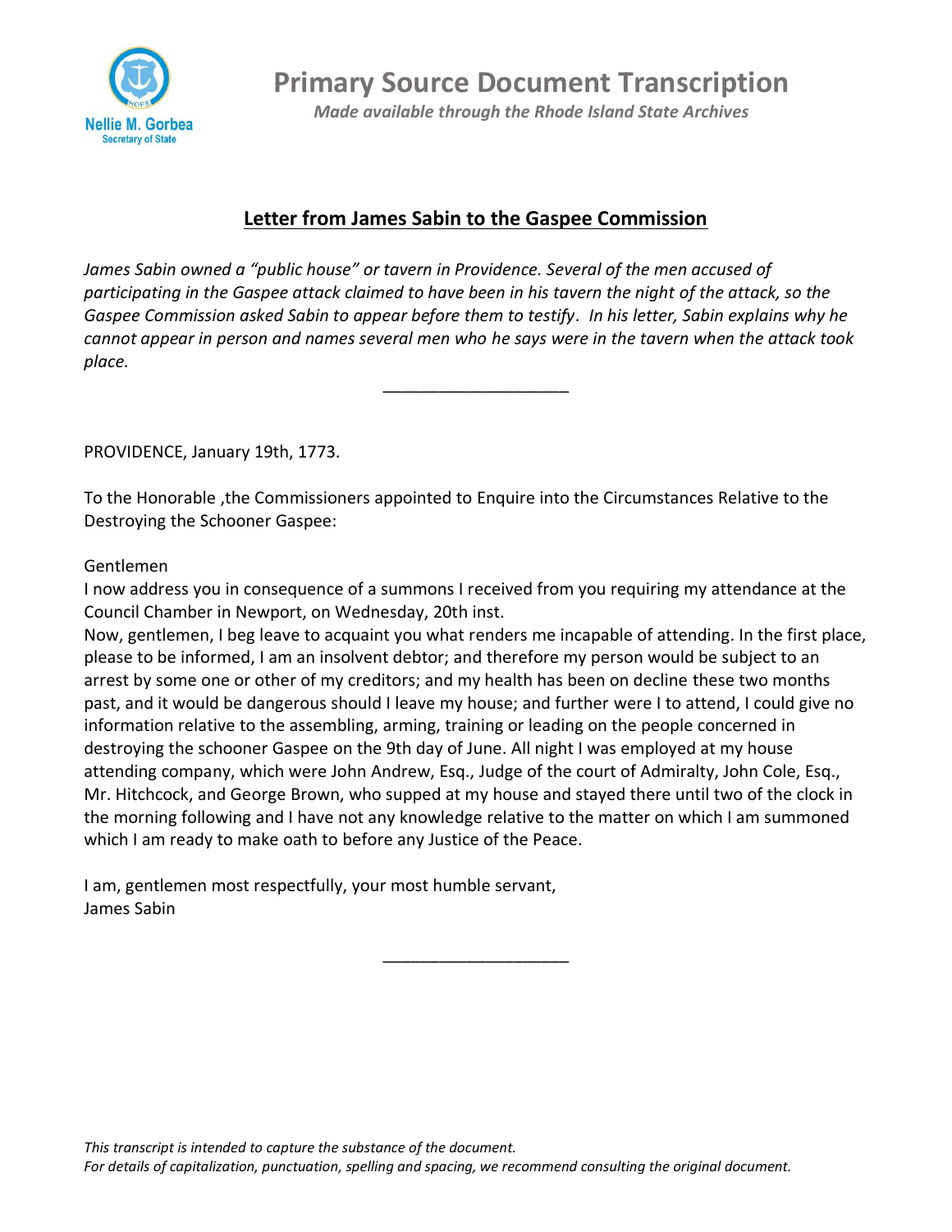# Primary Source Document Transcription

*Made available through the Rhode Island State Archives*

## Letter from James Sabin to the Gaspee Commission

*James Sabin owned a "public house" or tavern in Providence. Several of the men accused of participating in the Gaspee attack claimed to have been in his tavern the night of the attack, so the Gaspee Commission asked Sabin to appear before them to testify. In his letter, Sabin explains why he cannot appear in person and names several men who he says were in the tavern when the attack took place.*

---

PROVIDENCE, January 19th, 1773.

To the Honorable ,the Commissioners appointed to Enquire into the Circumstances Relative to the Destroying the Schooner Gaspee:

Gentlemen

I now address you in consequence of a summons I received from you requiring my attendance at the Council Chamber in Newport, on Wednesday, 20th inst.

Now, gentlemen, I beg leave to acquaint you what renders me incapable of attending. In the first place, please to be informed, I am an insolvent debtor; and therefore my person would be subject to an arrest by some one or other of my creditors; and my health has been on decline these two months past, and it would be dangerous should I leave my house; and further were I to attend, I could give no information relative to the assembling, arming, training or leading on the people concerned in destroying the schooner Gaspee on the 9th day of June. All night I was employed at my house attending company, which were John Andrew, Esq., Judge of the court of Admiralty, John Cole, Esq., Mr. Hitchcock, and George Brown, who supped at my house and stayed there until two of the clock in the morning following and I have not any knowledge relative to the matter on which I am summoned which I am ready to make oath to before any Justice of the Peace.

I am, gentlemen most respectfully, your most humble servant,
James Sabin

---

*This transcript is intended to capture the substance of the document.*
*For details of capitalization, punctuation, spelling and spacing, we recommend consulting the original document.*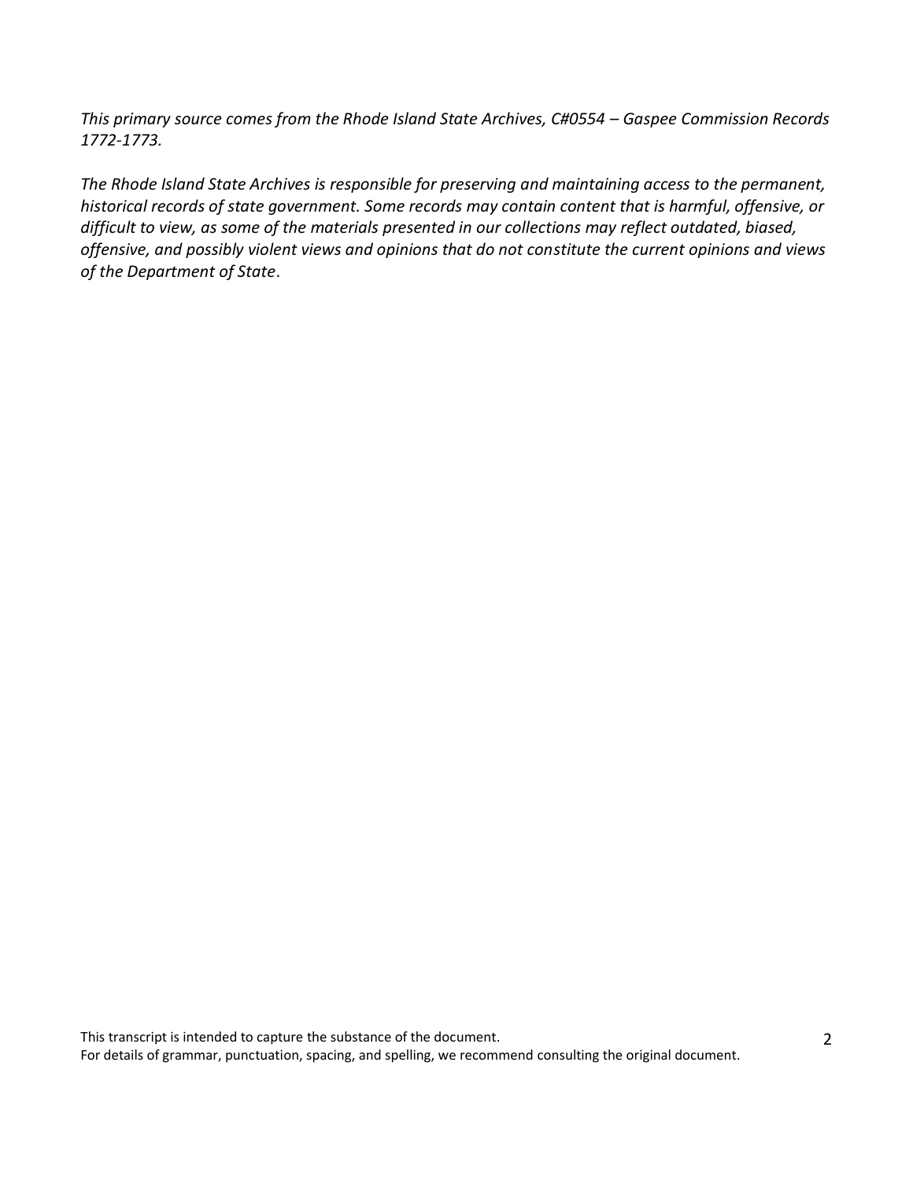*This primary source comes from the Rhode Island State Archives, C#0554 – Gaspee Commission Records 1772-1773.*

*The Rhode Island State Archives is responsible for preserving and maintaining access to the permanent, historical records of state government. Some records may contain content that is harmful, offensive, or difficult to view, as some of the materials presented in our collections may reflect outdated, biased, offensive, and possibly violent views and opinions that do not constitute the current opinions and views of the Department of State*.